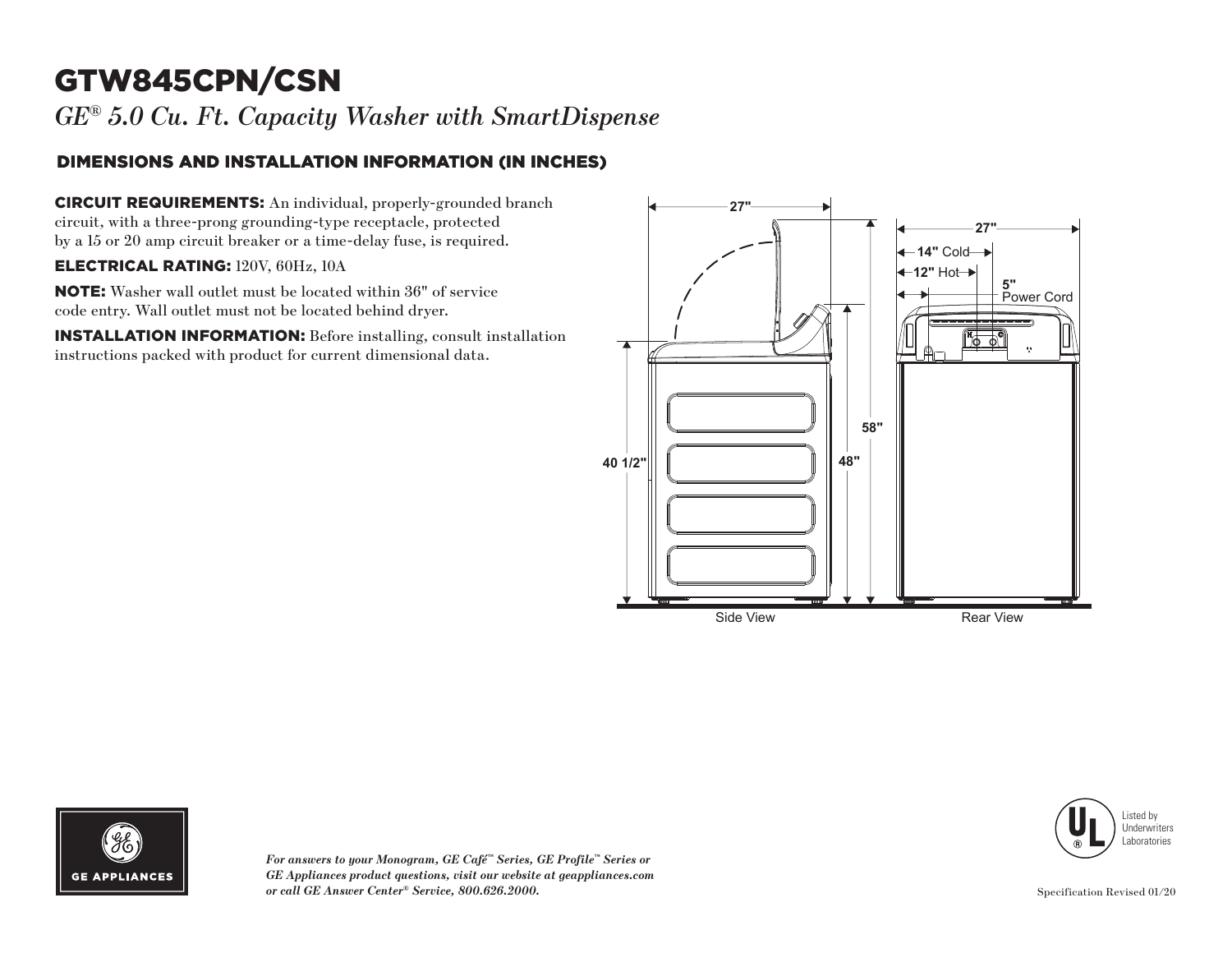# GTW845CPN/CSN

*GE® 5.0 Cu. Ft. Capacity Washer with SmartDispense*

## DIMENSIONS AND INSTALLATION INFORMATION (IN INCHES)

**CIRCUIT REQUIREMENTS:** An individual, properly-grounded branch circuit, with a three-prong grounding-type receptacle, protected by a 15 or 20 amp circuit breaker or a time-delay fuse, is required.

**ELECTRICAL RATING:** 120V, 60Hz, 10A

**NOTE:** Washer wall outlet must be located within 36" of service code entry. Wall outlet must not be located behind dryer.

**INSTALLATION INFORMATION:** Before installing, consult installation instructions packed with product for current dimensional data.

27"

40 1/2"

48"

58"

Side View

27"

**14"** Cold

**12"** Hot

**5"** Power Cord

Rear View

Listed by Underwriters Laboratories

*For answers to your Monogram, GE Café™ Series, GE Profile™ Series or GE Appliances product questions, visit our website at geappliances.com or call GE Answer Center® Service, 800.626.2000.*

Specification Revised 01/20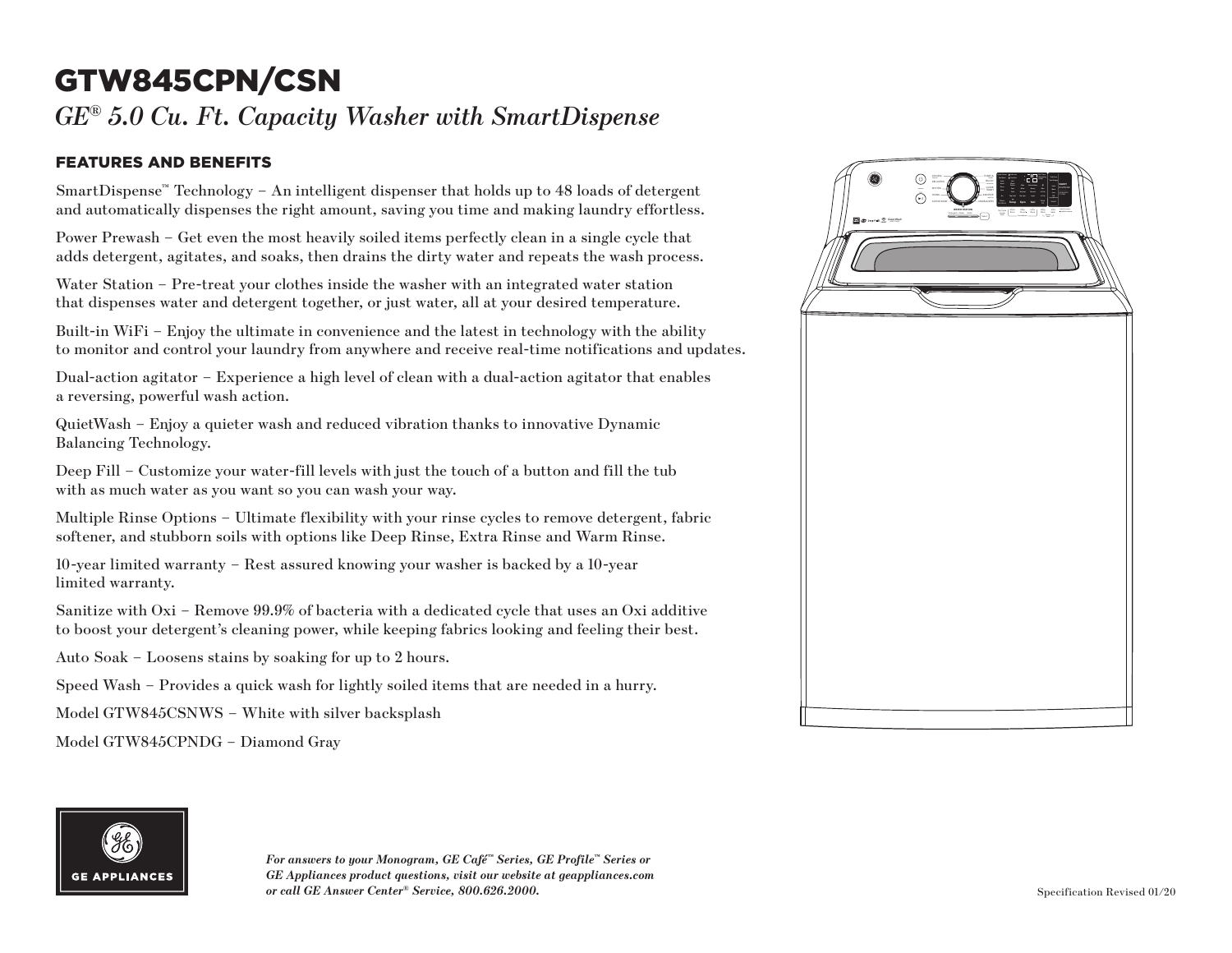# GTW845CPN/CSN

*GE® 5.0 Cu. Ft. Capacity Washer with SmartDispense*

## FEATURES AND BENEFITS

SmartDispense™ Technology – An intelligent dispenser that holds up to 48 loads of detergent and automatically dispenses the right amount, saving you time and making laundry effortless.

Power Prewash – Get even the most heavily soiled items perfectly clean in a single cycle that adds detergent, agitates, and soaks, then drains the dirty water and repeats the wash process.

Water Station – Pre-treat your clothes inside the washer with an integrated water station that dispenses water and detergent together, or just water, all at your desired temperature.

Built-in WiFi – Enjoy the ultimate in convenience and the latest in technology with the ability to monitor and control your laundry from anywhere and receive real-time notifications and updates.

Dual-action agitator – Experience a high level of clean with a dual-action agitator that enables a reversing, powerful wash action.

QuietWash – Enjoy a quieter wash and reduced vibration thanks to innovative Dynamic Balancing Technology.

Deep Fill – Customize your water-fill levels with just the touch of a button and fill the tub with as much water as you want so you can wash your way.

Multiple Rinse Options – Ultimate flexibility with your rinse cycles to remove detergent, fabric softener, and stubborn soils with options like Deep Rinse, Extra Rinse and Warm Rinse.

10-year limited warranty – Rest assured knowing your washer is backed by a 10-year limited warranty.

Sanitize with Oxi – Remove 99.9% of bacteria with a dedicated cycle that uses an Oxi additive to boost your detergent's cleaning power, while keeping fabrics looking and feeling their best.

Auto Soak – Loosens stains by soaking for up to 2 hours.

Speed Wash – Provides a quick wash for lightly soiled items that are needed in a hurry.

Model GTW845CSNWS – White with silver backsplash

Model GTW845CPNDG – Diamond Gray

GE APPLIANCES

***For answers to your Monogram, GE Café™ Series, GE Profile™ Series or GE Appliances product questions, visit our website at geappliances.com or call GE Answer Center® Service, 800.626.2000.***

Specification Revised 01/20